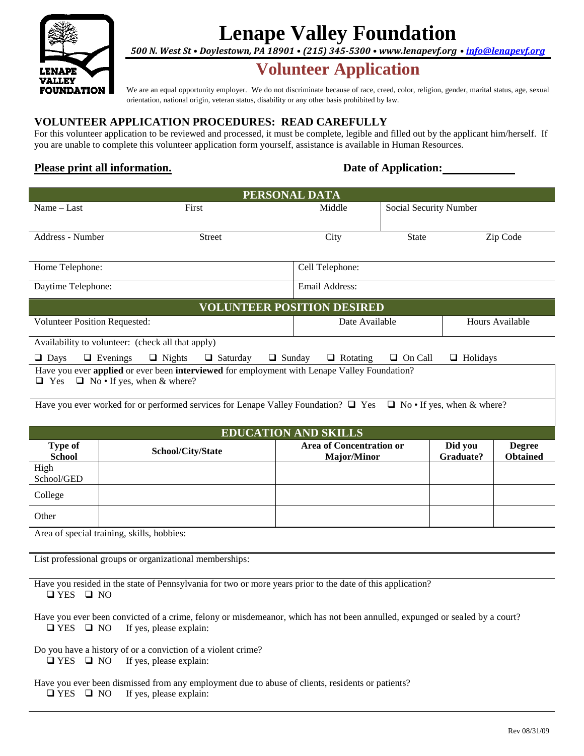# Lenape Valley Foundation

*500 N. West St • Doylestown, PA 18901 • (215) 345-5300 • www.lenapevf.org • info@lenapevf.org*

## Volunteer Application

We are an equal opportunity employer. We do not discriminate because of race, creed, color, religion, gender, marital status, age, sexual orientation, national origin, veteran status, disability or any other basis prohibited by law.

### VOLUNTEER APPLICATION PROCEDURES: READ CAREFULLY

For this volunteer application to be reviewed and processed, it must be complete, legible and filled out by the applicant him/herself. If you are unable to complete this volunteer application form yourself, assistance is available in Human Resources.

**Please print all information.** **Date of Application:** ____________

#### PERSONAL DATA

| Name – Last | First | Middle | Social Security Number | |
|---|---|---|---|---|
| Address - Number | Street | City | State | Zip Code |
| Home Telephone: | | Cell Telephone: | | |
| Daytime Telephone: | | Email Address: | | |

#### VOLUNTEER POSITION DESIRED

| Volunteer Position Requested: | Date Available | Hours Available |
|---|---|---|

Availability to volunteer: (check all that apply)

☐ Days ☐ Evenings ☐ Nights ☐ Saturday ☐ Sunday ☐ Rotating ☐ On Call ☐ Holidays

Have you ever **applied** or ever been **interviewed** for employment with Lenape Valley Foundation?
☐ Yes ☐ No • If yes, when & where?

Have you ever worked for or performed services for Lenape Valley Foundation? ☐ Yes ☐ No • If yes, when & where?

#### EDUCATION AND SKILLS

| Type of School | School/City/State | Area of Concentration or Major/Minor | Did you Graduate? | Degree Obtained |
|---|---|---|---|---|
| High School/GED | | | | |
| College | | | | |
| Other | | | | |

Area of special training, skills, hobbies:

List professional groups or organizational memberships:

Have you resided in the state of Pennsylvania for two or more years prior to the date of this application?
☐ YES ☐ NO

Have you ever been convicted of a crime, felony or misdemeanor, which has not been annulled, expunged or sealed by a court?
☐ YES ☐ NO If yes, please explain:

Do you have a history of or a conviction of a violent crime?
☐ YES ☐ NO If yes, please explain:

Have you ever been dismissed from any employment due to abuse of clients, residents or patients?
☐ YES ☐ NO If yes, please explain:

Rev 08/31/09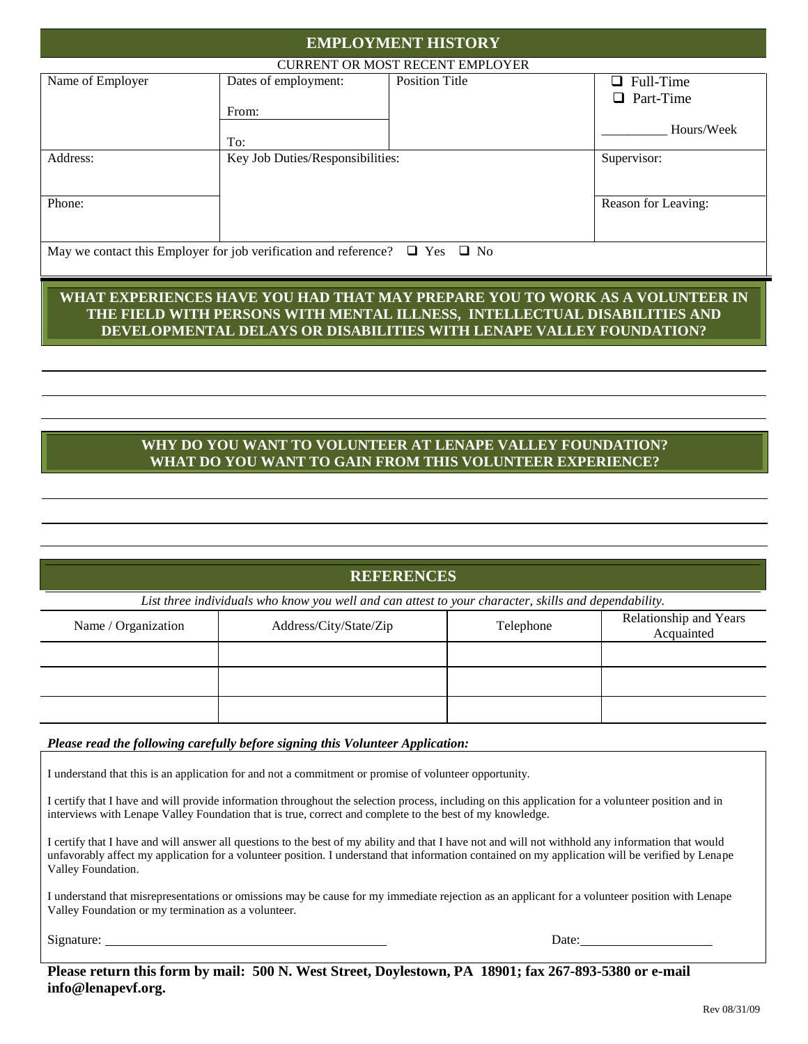## EMPLOYMENT HISTORY

CURRENT OR MOST RECENT EMPLOYER

| Name of Employer | Dates of employment: From: To: | Position Title | ❑ Full-Time ❑ Part-Time __________ Hours/Week |
|---|---|---|---|
| Address: | Key Job Duties/Responsibilities: | | Supervisor: |
| Phone: | | | Reason for Leaving: |

May we contact this Employer for job verification and reference? ❑ Yes ❑ No

## WHAT EXPERIENCES HAVE YOU HAD THAT MAY PREPARE YOU TO WORK AS A VOLUNTEER IN THE FIELD WITH PERSONS WITH MENTAL ILLNESS, INTELLECTUAL DISABILITIES AND DEVELOPMENTAL DELAYS OR DISABILITIES WITH LENAPE VALLEY FOUNDATION?

______________________________________________

______________________________________________

______________________________________________

## WHY DO YOU WANT TO VOLUNTEER AT LENAPE VALLEY FOUNDATION? WHAT DO YOU WANT TO GAIN FROM THIS VOLUNTEER EXPERIENCE?

______________________________________________

______________________________________________

______________________________________________

## REFERENCES

*List three individuals who know you well and can attest to your character, skills and dependability.*

| Name / Organization | Address/City/State/Zip | Telephone | Relationship and Years Acquainted |
|---|---|---|---|
| | | | |
| | | | |
| | | | |

***Please read the following carefully before signing this Volunteer Application:***

I understand that this is an application for and not a commitment or promise of volunteer opportunity.

I certify that I have and will provide information throughout the selection process, including on this application for a volunteer position and in interviews with Lenape Valley Foundation that is true, correct and complete to the best of my knowledge.

I certify that I have and will answer all questions to the best of my ability and that I have not and will not withhold any information that would unfavorably affect my application for a volunteer position. I understand that information contained on my application will be verified by Lenape Valley Foundation.

I understand that misrepresentations or omissions may be cause for my immediate rejection as an applicant for a volunteer position with Lenape Valley Foundation or my termination as a volunteer.

Signature: ______________________________ Date: ____________________

**Please return this form by mail: 500 N. West Street, Doylestown, PA 18901; fax 267-893-5380 or e-mail info@lenapevf.org.**

Rev 08/31/09